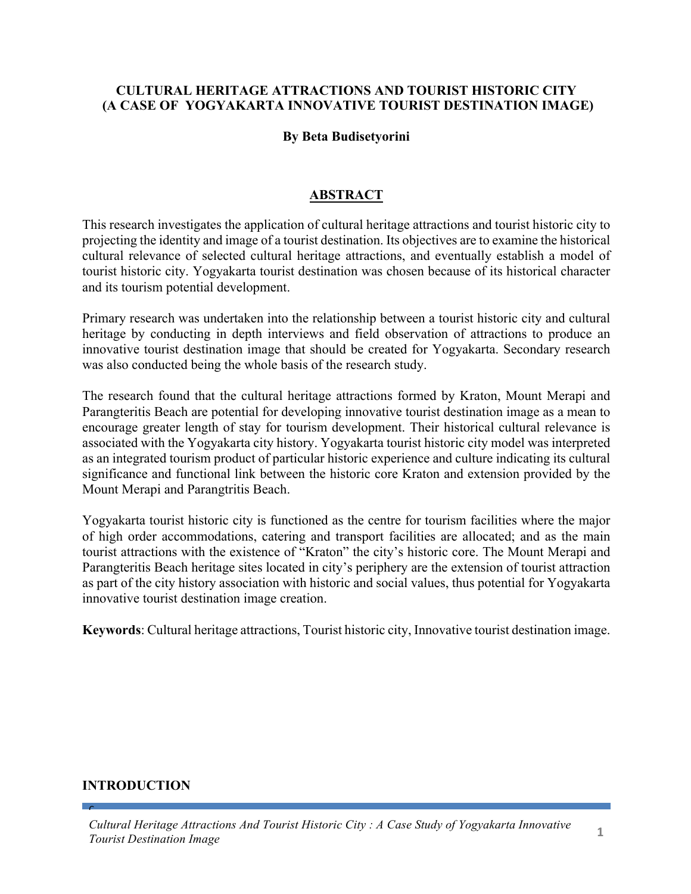# CULTURAL HERITAGE ATTRACTIONS AND TOURIST HISTORIC CITY (A CASE OF YOGYAKARTA INNOVATIVE TOURIST DESTINATION IMAGE)

**By Beta Budisetyorini**

## ABSTRACT

This research investigates the application of cultural heritage attractions and tourist historic city to projecting the identity and image of a tourist destination. Its objectives are to examine the historical cultural relevance of selected cultural heritage attractions, and eventually establish a model of tourist historic city. Yogyakarta tourist destination was chosen because of its historical character and its tourism potential development.

Primary research was undertaken into the relationship between a tourist historic city and cultural heritage by conducting in depth interviews and field observation of attractions to produce an innovative tourist destination image that should be created for Yogyakarta. Secondary research was also conducted being the whole basis of the research study.

The research found that the cultural heritage attractions formed by Kraton, Mount Merapi and Parangteritis Beach are potential for developing innovative tourist destination image as a mean to encourage greater length of stay for tourism development. Their historical cultural relevance is associated with the Yogyakarta city history. Yogyakarta tourist historic city model was interpreted as an integrated tourism product of particular historic experience and culture indicating its cultural significance and functional link between the historic core Kraton and extension provided by the Mount Merapi and Parangtritis Beach.

Yogyakarta tourist historic city is functioned as the centre for tourism facilities where the major of high order accommodations, catering and transport facilities are allocated; and as the main tourist attractions with the existence of "Kraton" the city's historic core. The Mount Merapi and Parangteritis Beach heritage sites located in city's periphery are the extension of tourist attraction as part of the city history association with historic and social values, thus potential for Yogyakarta innovative tourist destination image creation.

**Keywords**: Cultural heritage attractions, Tourist historic city, Innovative tourist destination image.

## INTRODUCTION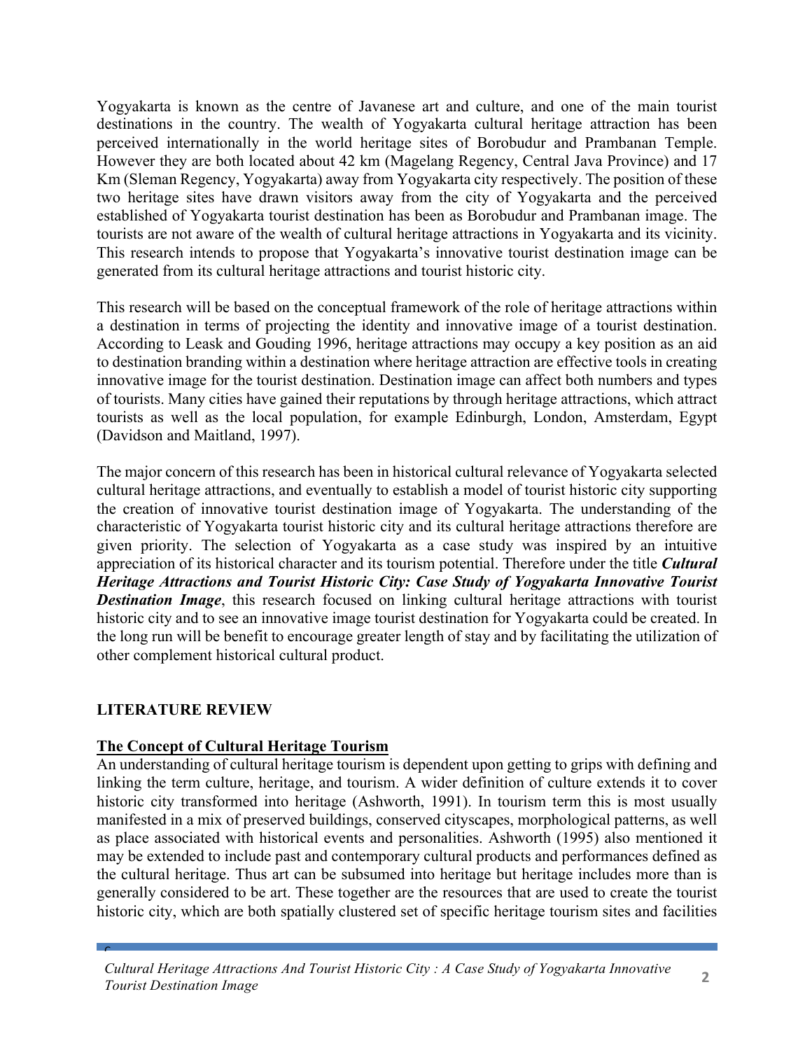Yogyakarta is known as the centre of Javanese art and culture, and one of the main tourist destinations in the country. The wealth of Yogyakarta cultural heritage attraction has been perceived internationally in the world heritage sites of Borobudur and Prambanan Temple. However they are both located about 42 km (Magelang Regency, Central Java Province) and 17 Km (Sleman Regency, Yogyakarta) away from Yogyakarta city respectively. The position of these two heritage sites have drawn visitors away from the city of Yogyakarta and the perceived established of Yogyakarta tourist destination has been as Borobudur and Prambanan image. The tourists are not aware of the wealth of cultural heritage attractions in Yogyakarta and its vicinity. This research intends to propose that Yogyakarta's innovative tourist destination image can be generated from its cultural heritage attractions and tourist historic city.

This research will be based on the conceptual framework of the role of heritage attractions within a destination in terms of projecting the identity and innovative image of a tourist destination. According to Leask and Gouding 1996, heritage attractions may occupy a key position as an aid to destination branding within a destination where heritage attraction are effective tools in creating innovative image for the tourist destination. Destination image can affect both numbers and types of tourists. Many cities have gained their reputations by through heritage attractions, which attract tourists as well as the local population, for example Edinburgh, London, Amsterdam, Egypt (Davidson and Maitland, 1997).

The major concern of this research has been in historical cultural relevance of Yogyakarta selected cultural heritage attractions, and eventually to establish a model of tourist historic city supporting the creation of innovative tourist destination image of Yogyakarta. The understanding of the characteristic of Yogyakarta tourist historic city and its cultural heritage attractions therefore are given priority. The selection of Yogyakarta as a case study was inspired by an intuitive appreciation of its historical character and its tourism potential. Therefore under the title ***Cultural Heritage Attractions and Tourist Historic City: Case Study of Yogyakarta Innovative Tourist Destination Image***, this research focused on linking cultural heritage attractions with tourist historic city and to see an innovative image tourist destination for Yogyakarta could be created. In the long run will be benefit to encourage greater length of stay and by facilitating the utilization of other complement historical cultural product.

## LITERATURE REVIEW

### The Concept of Cultural Heritage Tourism

An understanding of cultural heritage tourism is dependent upon getting to grips with defining and linking the term culture, heritage, and tourism. A wider definition of culture extends it to cover historic city transformed into heritage (Ashworth, 1991). In tourism term this is most usually manifested in a mix of preserved buildings, conserved cityscapes, morphological patterns, as well as place associated with historical events and personalities. Ashworth (1995) also mentioned it may be extended to include past and contemporary cultural products and performances defined as the cultural heritage. Thus art can be subsumed into heritage but heritage includes more than is generally considered to be art. These together are the resources that are used to create the tourist historic city, which are both spatially clustered set of specific heritage tourism sites and facilities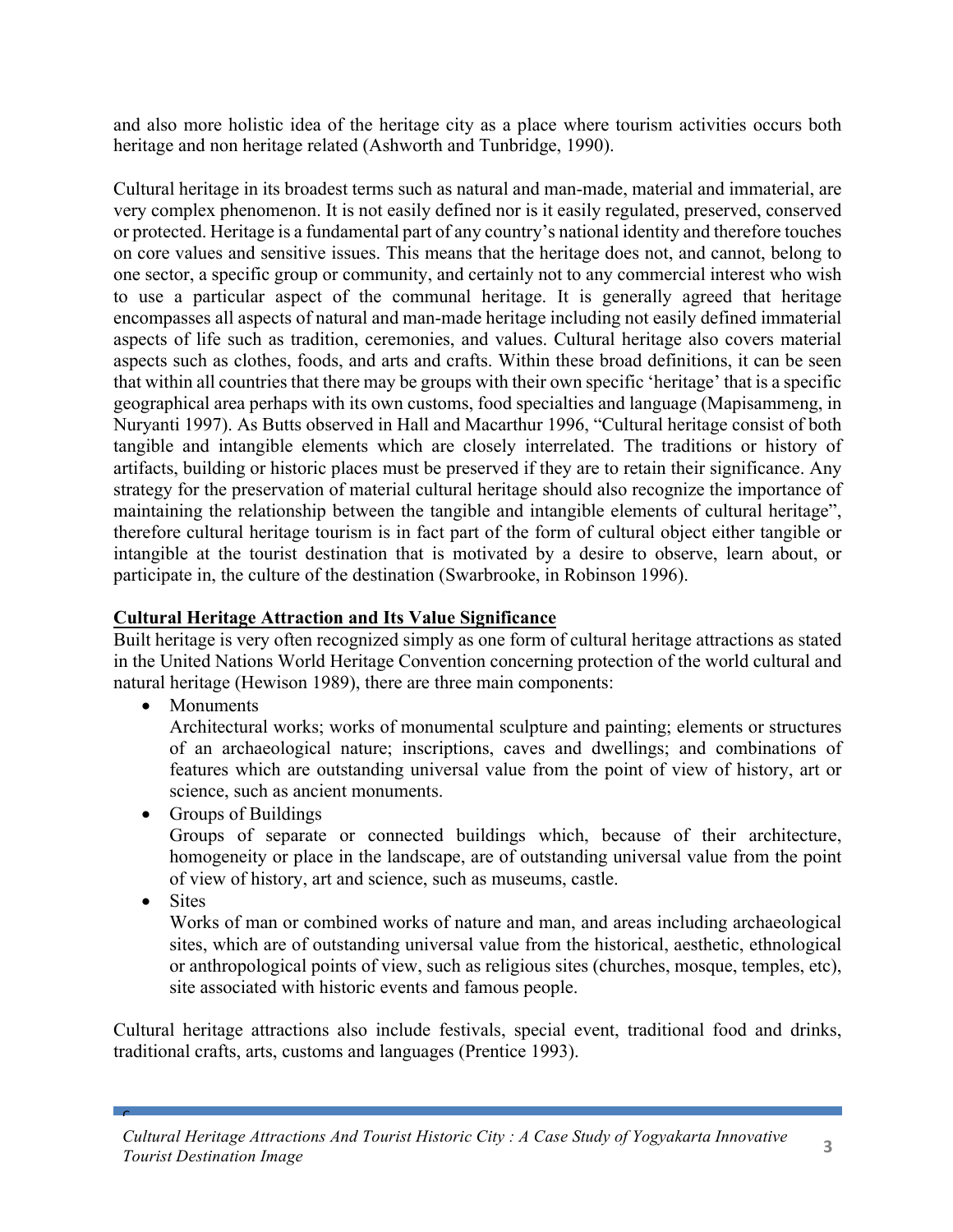and also more holistic idea of the heritage city as a place where tourism activities occurs both heritage and non heritage related (Ashworth and Tunbridge, 1990).

Cultural heritage in its broadest terms such as natural and man-made, material and immaterial, are very complex phenomenon. It is not easily defined nor is it easily regulated, preserved, conserved or protected. Heritage is a fundamental part of any country's national identity and therefore touches on core values and sensitive issues. This means that the heritage does not, and cannot, belong to one sector, a specific group or community, and certainly not to any commercial interest who wish to use a particular aspect of the communal heritage. It is generally agreed that heritage encompasses all aspects of natural and man-made heritage including not easily defined immaterial aspects of life such as tradition, ceremonies, and values. Cultural heritage also covers material aspects such as clothes, foods, and arts and crafts. Within these broad definitions, it can be seen that within all countries that there may be groups with their own specific 'heritage' that is a specific geographical area perhaps with its own customs, food specialties and language (Mapisammeng, in Nuryanti 1997). As Butts observed in Hall and Macarthur 1996, "Cultural heritage consist of both tangible and intangible elements which are closely interrelated. The traditions or history of artifacts, building or historic places must be preserved if they are to retain their significance. Any strategy for the preservation of material cultural heritage should also recognize the importance of maintaining the relationship between the tangible and intangible elements of cultural heritage", therefore cultural heritage tourism is in fact part of the form of cultural object either tangible or intangible at the tourist destination that is motivated by a desire to observe, learn about, or participate in, the culture of the destination (Swarbrooke, in Robinson 1996).

## Cultural Heritage Attraction and Its Value Significance

Built heritage is very often recognized simply as one form of cultural heritage attractions as stated in the United Nations World Heritage Convention concerning protection of the world cultural and natural heritage (Hewison 1989), there are three main components:

- Monuments
  Architectural works; works of monumental sculpture and painting; elements or structures of an archaeological nature; inscriptions, caves and dwellings; and combinations of features which are outstanding universal value from the point of view of history, art or science, such as ancient monuments.
- Groups of Buildings
  Groups of separate or connected buildings which, because of their architecture, homogeneity or place in the landscape, are of outstanding universal value from the point of view of history, art and science, such as museums, castle.
- Sites
  Works of man or combined works of nature and man, and areas including archaeological sites, which are of outstanding universal value from the historical, aesthetic, ethnological or anthropological points of view, such as religious sites (churches, mosque, temples, etc), site associated with historic events and famous people.

Cultural heritage attractions also include festivals, special event, traditional food and drinks, traditional crafts, arts, customs and languages (Prentice 1993).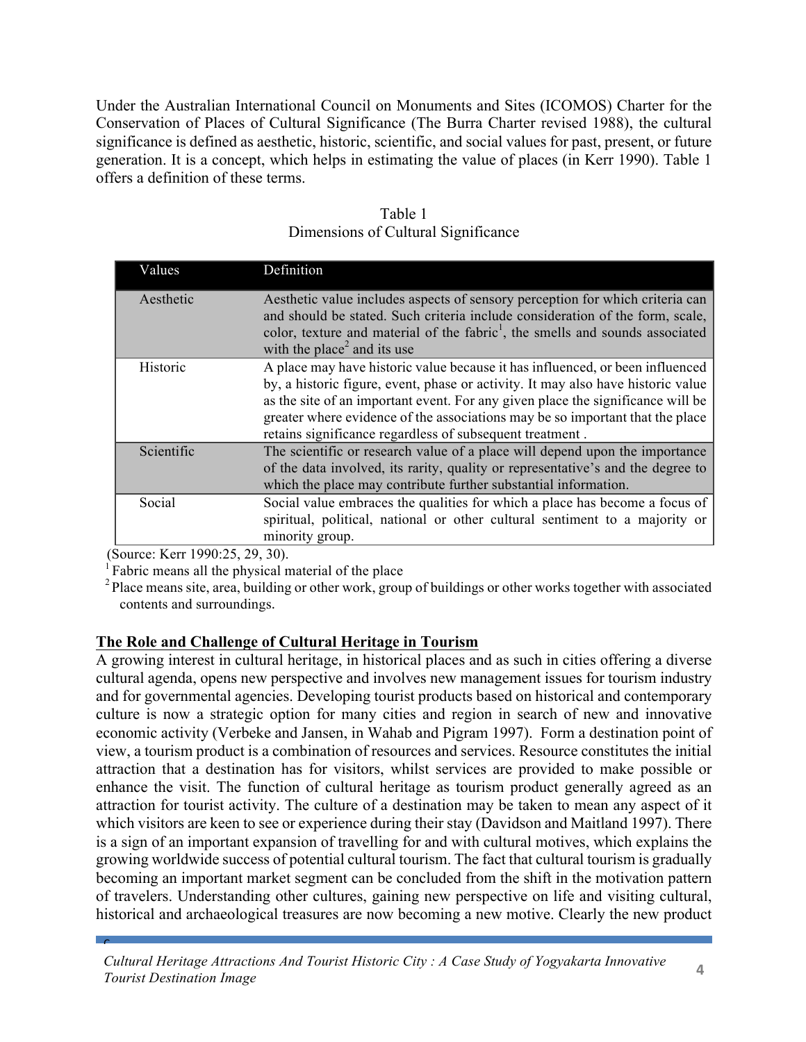Under the Australian International Council on Monuments and Sites (ICOMOS) Charter for the Conservation of Places of Cultural Significance (The Burra Charter revised 1988), the cultural significance is defined as aesthetic, historic, scientific, and social values for past, present, or future generation. It is a concept, which helps in estimating the value of places (in Kerr 1990). Table 1 offers a definition of these terms.

Table 1
Dimensions of Cultural Significance

| Values | Definition |
|---|---|
| Aesthetic | Aesthetic value includes aspects of sensory perception for which criteria can and should be stated. Such criteria include consideration of the form, scale, color, texture and material of the fabric[1], the smells and sounds associated with the place[2] and its use |
| Historic | A place may have historic value because it has influenced, or been influenced by, a historic figure, event, phase or activity. It may also have historic value as the site of an important event. For any given place the significance will be greater where evidence of the associations may be so important that the place retains significance regardless of subsequent treatment . |
| Scientific | The scientific or research value of a place will depend upon the importance of the data involved, its rarity, quality or representative's and the degree to which the place may contribute further substantial information. |
| Social | Social value embraces the qualities for which a place has become a focus of spiritual, political, national or other cultural sentiment to a majority or minority group. |

(Source: Kerr 1990:25, 29, 30).

[1] Fabric means all the physical material of the place

[2] Place means site, area, building or other work, group of buildings or other works together with associated contents and surroundings.

**The Role and Challenge of Cultural Heritage in Tourism**

A growing interest in cultural heritage, in historical places and as such in cities offering a diverse cultural agenda, opens new perspective and involves new management issues for tourism industry and for governmental agencies. Developing tourist products based on historical and contemporary culture is now a strategic option for many cities and region in search of new and innovative economic activity (Verbeke and Jansen, in Wahab and Pigram 1997). Form a destination point of view, a tourism product is a combination of resources and services. Resource constitutes the initial attraction that a destination has for visitors, whilst services are provided to make possible or enhance the visit. The function of cultural heritage as tourism product generally agreed as an attraction for tourist activity. The culture of a destination may be taken to mean any aspect of it which visitors are keen to see or experience during their stay (Davidson and Maitland 1997). There is a sign of an important expansion of travelling for and with cultural motives, which explains the growing worldwide success of potential cultural tourism. The fact that cultural tourism is gradually becoming an important market segment can be concluded from the shift in the motivation pattern of travelers. Understanding other cultures, gaining new perspective on life and visiting cultural, historical and archaeological treasures are now becoming a new motive. Clearly the new product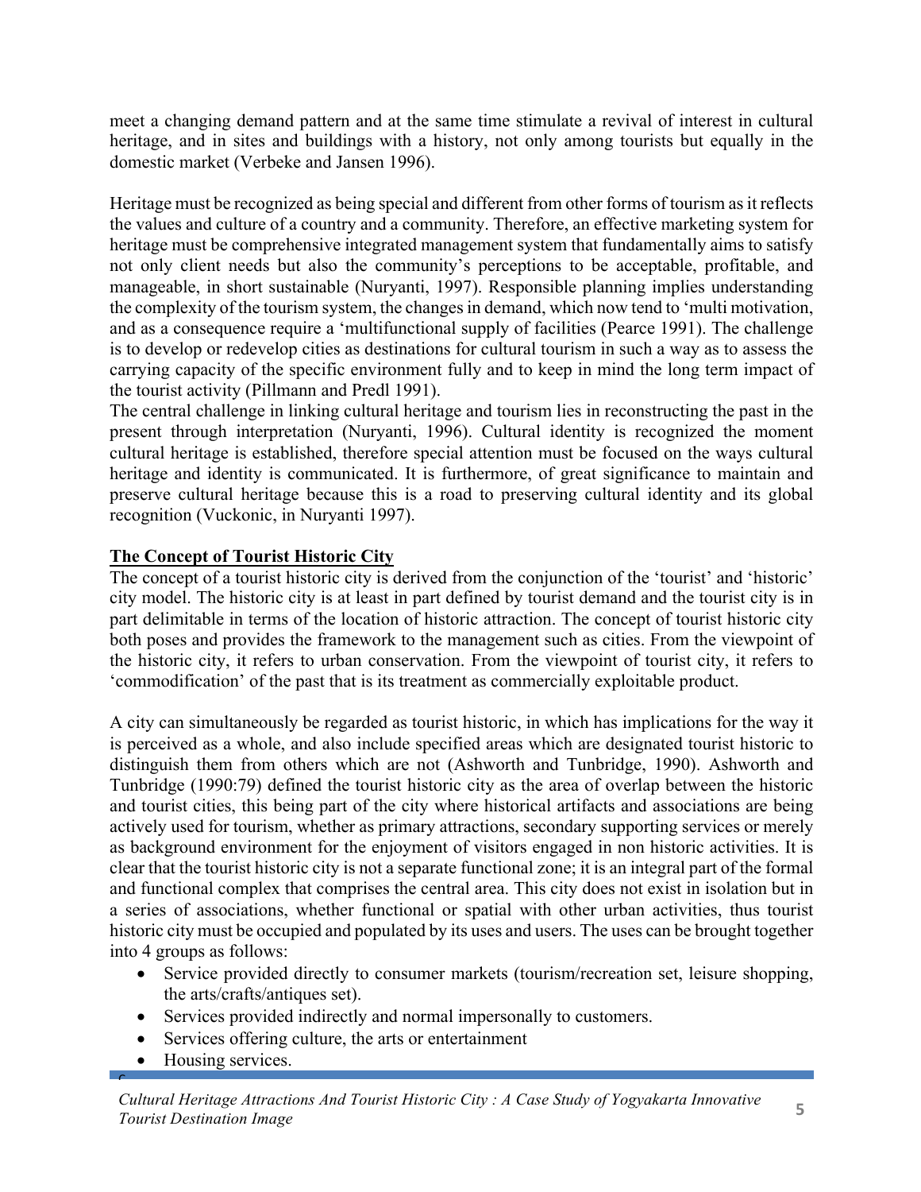meet a changing demand pattern and at the same time stimulate a revival of interest in cultural heritage, and in sites and buildings with a history, not only among tourists but equally in the domestic market (Verbeke and Jansen 1996).

Heritage must be recognized as being special and different from other forms of tourism as it reflects the values and culture of a country and a community. Therefore, an effective marketing system for heritage must be comprehensive integrated management system that fundamentally aims to satisfy not only client needs but also the community's perceptions to be acceptable, profitable, and manageable, in short sustainable (Nuryanti, 1997). Responsible planning implies understanding the complexity of the tourism system, the changes in demand, which now tend to 'multi motivation, and as a consequence require a 'multifunctional supply of facilities (Pearce 1991). The challenge is to develop or redevelop cities as destinations for cultural tourism in such a way as to assess the carrying capacity of the specific environment fully and to keep in mind the long term impact of the tourist activity (Pillmann and Predl 1991).

The central challenge in linking cultural heritage and tourism lies in reconstructing the past in the present through interpretation (Nuryanti, 1996). Cultural identity is recognized the moment cultural heritage is established, therefore special attention must be focused on the ways cultural heritage and identity is communicated. It is furthermore, of great significance to maintain and preserve cultural heritage because this is a road to preserving cultural identity and its global recognition (Vuckonic, in Nuryanti 1997).

## The Concept of Tourist Historic City

The concept of a tourist historic city is derived from the conjunction of the 'tourist' and 'historic' city model. The historic city is at least in part defined by tourist demand and the tourist city is in part delimitable in terms of the location of historic attraction. The concept of tourist historic city both poses and provides the framework to the management such as cities. From the viewpoint of the historic city, it refers to urban conservation. From the viewpoint of tourist city, it refers to 'commodification' of the past that is its treatment as commercially exploitable product.

A city can simultaneously be regarded as tourist historic, in which has implications for the way it is perceived as a whole, and also include specified areas which are designated tourist historic to distinguish them from others which are not (Ashworth and Tunbridge, 1990). Ashworth and Tunbridge (1990:79) defined the tourist historic city as the area of overlap between the historic and tourist cities, this being part of the city where historical artifacts and associations are being actively used for tourism, whether as primary attractions, secondary supporting services or merely as background environment for the enjoyment of visitors engaged in non historic activities. It is clear that the tourist historic city is not a separate functional zone; it is an integral part of the formal and functional complex that comprises the central area. This city does not exist in isolation but in a series of associations, whether functional or spatial with other urban activities, thus tourist historic city must be occupied and populated by its uses and users. The uses can be brought together into 4 groups as follows:

- Service provided directly to consumer markets (tourism/recreation set, leisure shopping, the arts/crafts/antiques set).
- Services provided indirectly and normal impersonally to customers.
- Services offering culture, the arts or entertainment
- Housing services.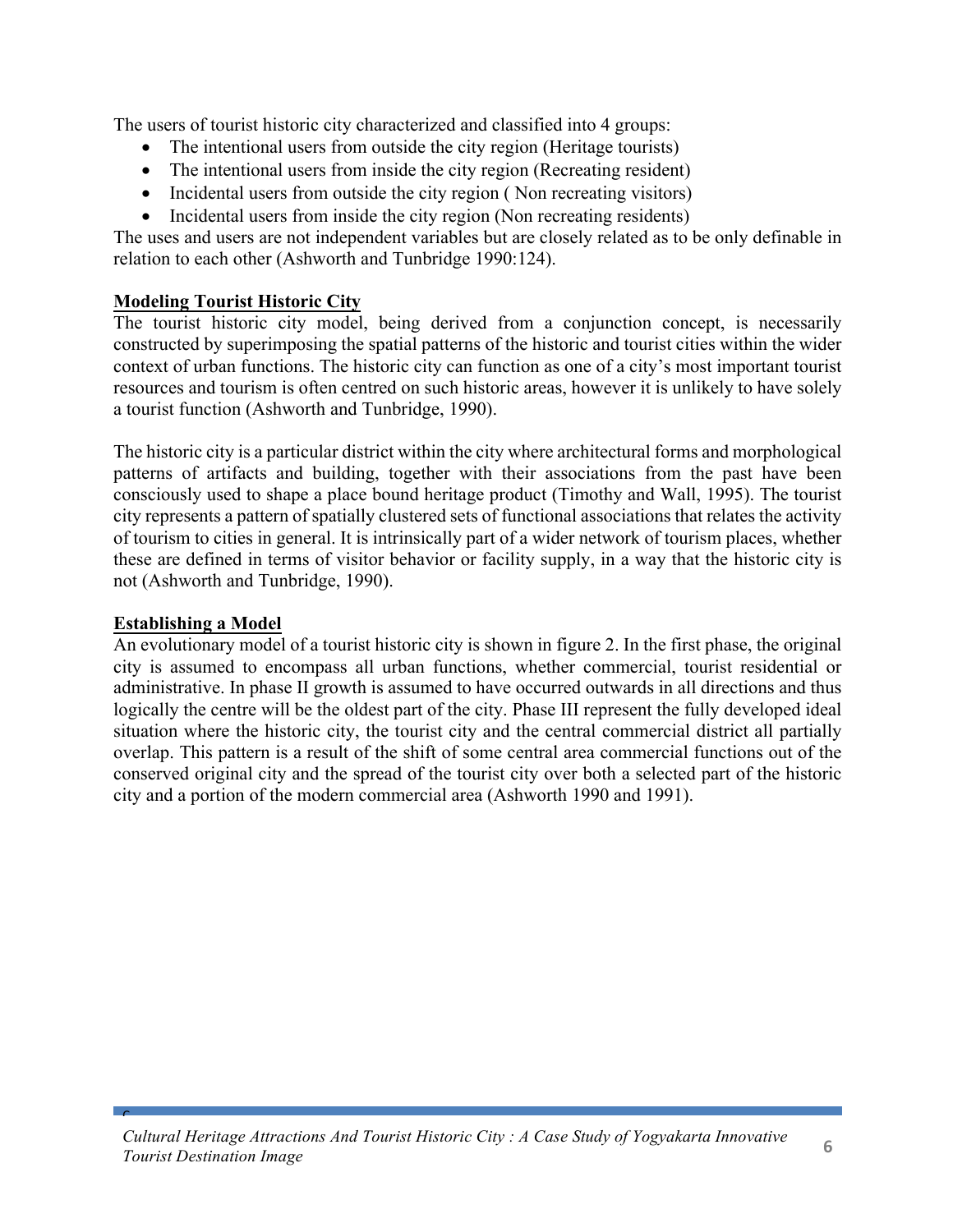The users of tourist historic city characterized and classified into 4 groups:

- The intentional users from outside the city region (Heritage tourists)
- The intentional users from inside the city region (Recreating resident)
- Incidental users from outside the city region ( Non recreating visitors)
- Incidental users from inside the city region (Non recreating residents)

The uses and users are not independent variables but are closely related as to be only definable in relation to each other (Ashworth and Tunbridge 1990:124).

**Modeling Tourist Historic City**

The tourist historic city model, being derived from a conjunction concept, is necessarily constructed by superimposing the spatial patterns of the historic and tourist cities within the wider context of urban functions. The historic city can function as one of a city's most important tourist resources and tourism is often centred on such historic areas, however it is unlikely to have solely a tourist function (Ashworth and Tunbridge, 1990).

The historic city is a particular district within the city where architectural forms and morphological patterns of artifacts and building, together with their associations from the past have been consciously used to shape a place bound heritage product (Timothy and Wall, 1995). The tourist city represents a pattern of spatially clustered sets of functional associations that relates the activity of tourism to cities in general. It is intrinsically part of a wider network of tourism places, whether these are defined in terms of visitor behavior or facility supply, in a way that the historic city is not (Ashworth and Tunbridge, 1990).

**Establishing a Model**

An evolutionary model of a tourist historic city is shown in figure 2. In the first phase, the original city is assumed to encompass all urban functions, whether commercial, tourist residential or administrative. In phase II growth is assumed to have occurred outwards in all directions and thus logically the centre will be the oldest part of the city. Phase III represent the fully developed ideal situation where the historic city, the tourist city and the central commercial district all partially overlap. This pattern is a result of the shift of some central area commercial functions out of the conserved original city and the spread of the tourist city over both a selected part of the historic city and a portion of the modern commercial area (Ashworth 1990 and 1991).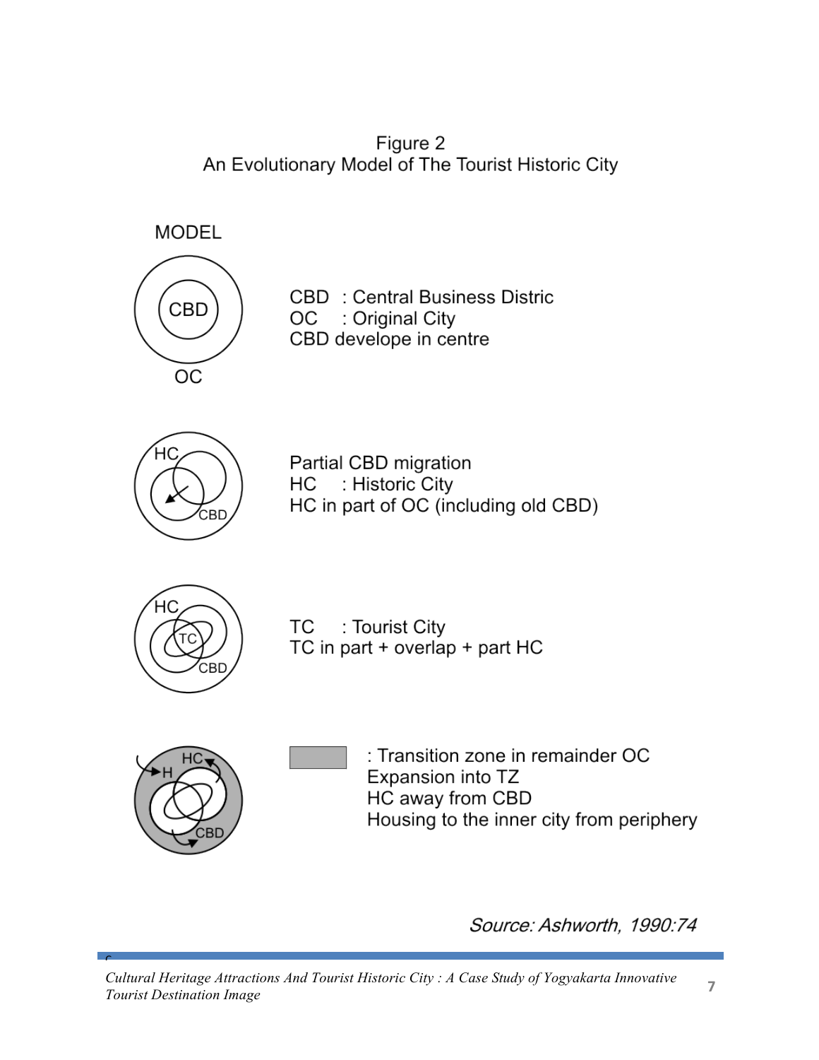Figure 2
An Evolutionary Model of The Tourist Historic City

MODEL

CBD : Central Business Distric
OC : Original City
CBD develope in centre

Partial CBD migration
HC : Historic City
HC in part of OC (including old CBD)

TC : Tourist City
TC in part + overlap + part HC

: Transition zone in remainder OC
Expansion into TZ
HC away from CBD
Housing to the inner city from periphery

*Source: Ashworth, 1990:74*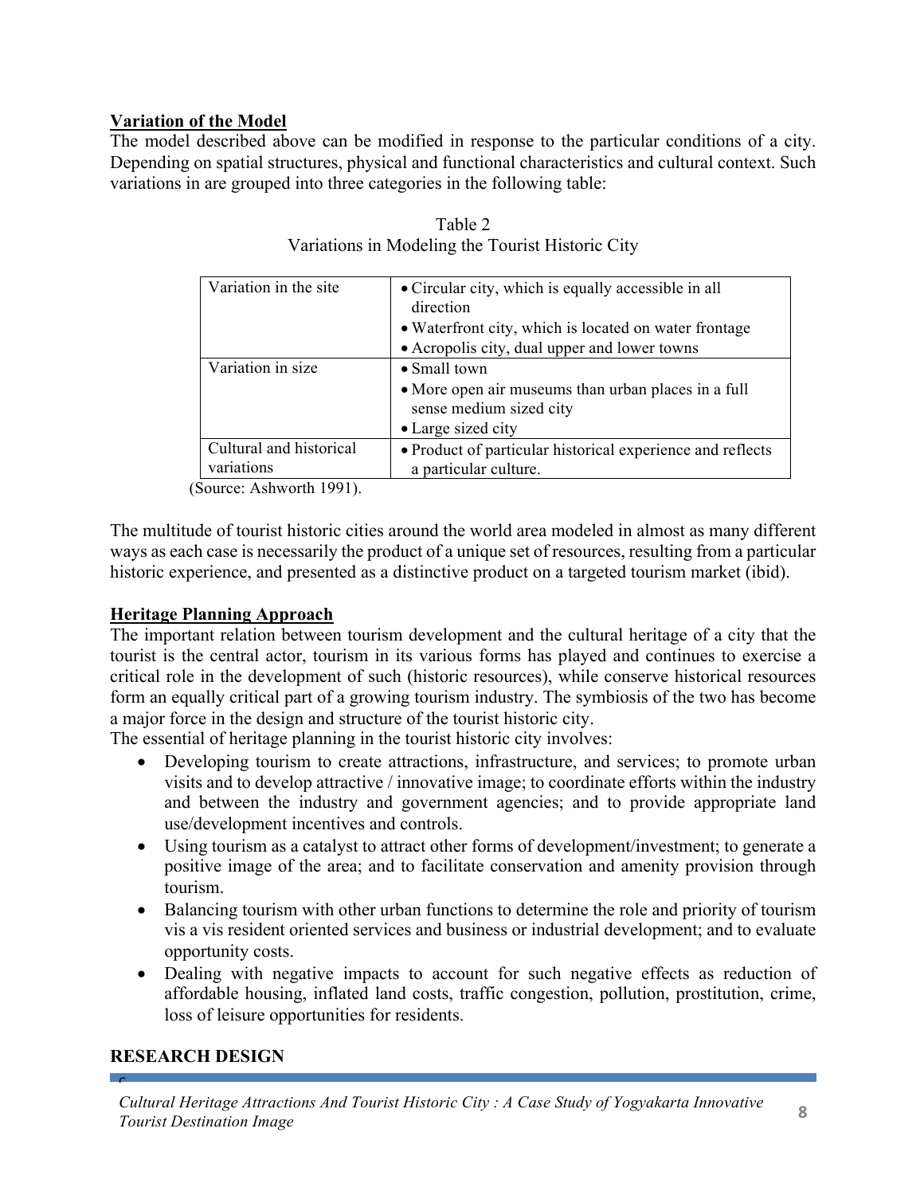**Variation of the Model**

The model described above can be modified in response to the particular conditions of a city. Depending on spatial structures, physical and functional characteristics and cultural context. Such variations in are grouped into three categories in the following table:

Table 2
Variations in Modeling the Tourist Historic City

| | |
|---|---|
| Variation in the site | • Circular city, which is equally accessible in all direction<br>• Waterfront city, which is located on water frontage<br>• Acropolis city, dual upper and lower towns |
| Variation in size | • Small town<br>• More open air museums than urban places in a full sense medium sized city<br>• Large sized city |
| Cultural and historical variations | • Product of particular historical experience and reflects a particular culture. |

(Source: Ashworth 1991).

The multitude of tourist historic cities around the world area modeled in almost as many different ways as each case is necessarily the product of a unique set of resources, resulting from a particular historic experience, and presented as a distinctive product on a targeted tourism market (ibid).

**Heritage Planning Approach**

The important relation between tourism development and the cultural heritage of a city that the tourist is the central actor, tourism in its various forms has played and continues to exercise a critical role in the development of such (historic resources), while conserve historical resources form an equally critical part of a growing tourism industry. The symbiosis of the two has become a major force in the design and structure of the tourist historic city.

The essential of heritage planning in the tourist historic city involves:

- Developing tourism to create attractions, infrastructure, and services; to promote urban visits and to develop attractive / innovative image; to coordinate efforts within the industry and between the industry and government agencies; and to provide appropriate land use/development incentives and controls.
- Using tourism as a catalyst to attract other forms of development/investment; to generate a positive image of the area; and to facilitate conservation and amenity provision through tourism.
- Balancing tourism with other urban functions to determine the role and priority of tourism vis a vis resident oriented services and business or industrial development; and to evaluate opportunity costs.
- Dealing with negative impacts to account for such negative effects as reduction of affordable housing, inflated land costs, traffic congestion, pollution, prostitution, crime, loss of leisure opportunities for residents.

**RESEARCH DESIGN**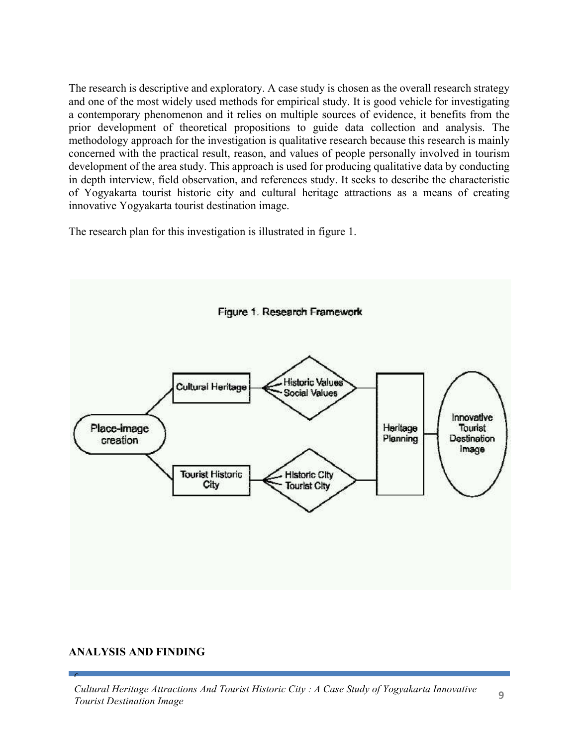The research is descriptive and exploratory. A case study is chosen as the overall research strategy and one of the most widely used methods for empirical study. It is good vehicle for investigating a contemporary phenomenon and it relies on multiple sources of evidence, it benefits from the prior development of theoretical propositions to guide data collection and analysis. The methodology approach for the investigation is qualitative research because this research is mainly concerned with the practical result, reason, and values of people personally involved in tourism development of the area study. This approach is used for producing qualitative data by conducting in depth interview, field observation, and references study. It seeks to describe the characteristic of Yogyakarta tourist historic city and cultural heritage attractions as a means of creating innovative Yogyakarta tourist destination image.

The research plan for this investigation is illustrated in figure 1.

Figure 1. Research Framework

## ANALYSIS AND FINDING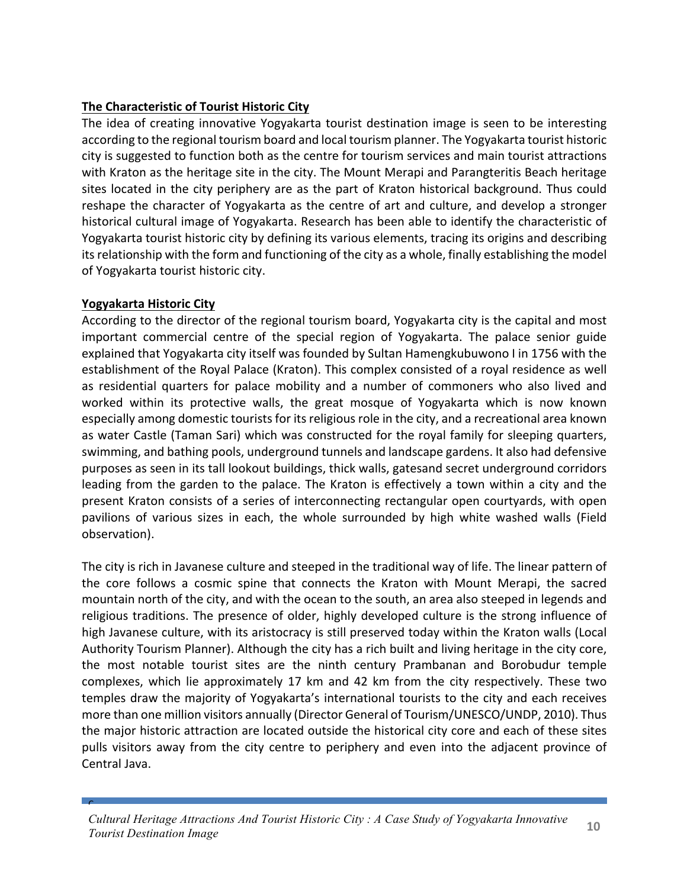**The Characteristic of Tourist Historic City**

The idea of creating innovative Yogyakarta tourist destination image is seen to be interesting according to the regional tourism board and local tourism planner. The Yogyakarta tourist historic city is suggested to function both as the centre for tourism services and main tourist attractions with Kraton as the heritage site in the city. The Mount Merapi and Parangteritis Beach heritage sites located in the city periphery are as the part of Kraton historical background. Thus could reshape the character of Yogyakarta as the centre of art and culture, and develop a stronger historical cultural image of Yogyakarta. Research has been able to identify the characteristic of Yogyakarta tourist historic city by defining its various elements, tracing its origins and describing its relationship with the form and functioning of the city as a whole, finally establishing the model of Yogyakarta tourist historic city.

**Yogyakarta Historic City**

According to the director of the regional tourism board, Yogyakarta city is the capital and most important commercial centre of the special region of Yogyakarta. The palace senior guide explained that Yogyakarta city itself was founded by Sultan Hamengkubuwono I in 1756 with the establishment of the Royal Palace (Kraton). This complex consisted of a royal residence as well as residential quarters for palace mobility and a number of commoners who also lived and worked within its protective walls, the great mosque of Yogyakarta which is now known especially among domestic tourists for its religious role in the city, and a recreational area known as water Castle (Taman Sari) which was constructed for the royal family for sleeping quarters, swimming, and bathing pools, underground tunnels and landscape gardens. It also had defensive purposes as seen in its tall lookout buildings, thick walls, gatesand secret underground corridors leading from the garden to the palace. The Kraton is effectively a town within a city and the present Kraton consists of a series of interconnecting rectangular open courtyards, with open pavilions of various sizes in each, the whole surrounded by high white washed walls (Field observation).

The city is rich in Javanese culture and steeped in the traditional way of life. The linear pattern of the core follows a cosmic spine that connects the Kraton with Mount Merapi, the sacred mountain north of the city, and with the ocean to the south, an area also steeped in legends and religious traditions. The presence of older, highly developed culture is the strong influence of high Javanese culture, with its aristocracy is still preserved today within the Kraton walls (Local Authority Tourism Planner). Although the city has a rich built and living heritage in the city core, the most notable tourist sites are the ninth century Prambanan and Borobudur temple complexes, which lie approximately 17 km and 42 km from the city respectively. These two temples draw the majority of Yogyakarta's international tourists to the city and each receives more than one million visitors annually (Director General of Tourism/UNESCO/UNDP, 2010). Thus the major historic attraction are located outside the historical city core and each of these sites pulls visitors away from the city centre to periphery and even into the adjacent province of Central Java.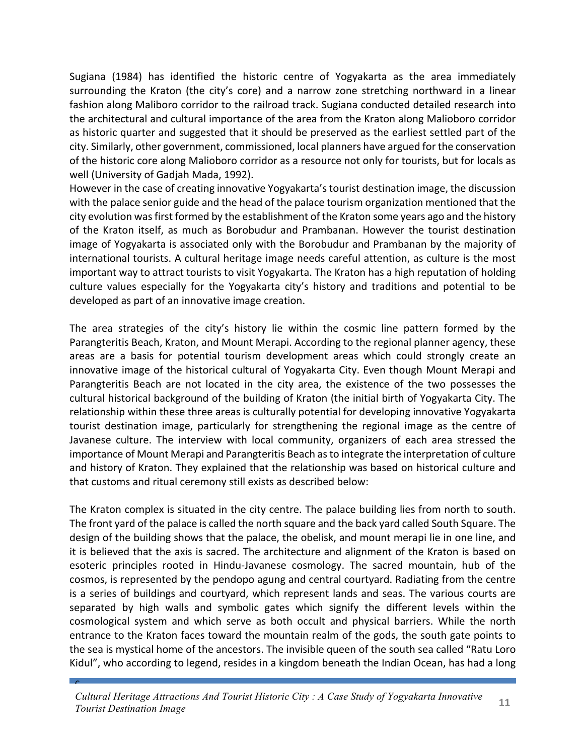Sugiana (1984) has identified the historic centre of Yogyakarta as the area immediately surrounding the Kraton (the city's core) and a narrow zone stretching northward in a linear fashion along Maliboro corridor to the railroad track. Sugiana conducted detailed research into the architectural and cultural importance of the area from the Kraton along Malioboro corridor as historic quarter and suggested that it should be preserved as the earliest settled part of the city. Similarly, other government, commissioned, local planners have argued for the conservation of the historic core along Malioboro corridor as a resource not only for tourists, but for locals as well (University of Gadjah Mada, 1992).
However in the case of creating innovative Yogyakarta's tourist destination image, the discussion with the palace senior guide and the head of the palace tourism organization mentioned that the city evolution was first formed by the establishment of the Kraton some years ago and the history of the Kraton itself, as much as Borobudur and Prambanan. However the tourist destination image of Yogyakarta is associated only with the Borobudur and Prambanan by the majority of international tourists. A cultural heritage image needs careful attention, as culture is the most important way to attract tourists to visit Yogyakarta. The Kraton has a high reputation of holding culture values especially for the Yogyakarta city's history and traditions and potential to be developed as part of an innovative image creation.

The area strategies of the city's history lie within the cosmic line pattern formed by the Parangteritis Beach, Kraton, and Mount Merapi. According to the regional planner agency, these areas are a basis for potential tourism development areas which could strongly create an innovative image of the historical cultural of Yogyakarta City. Even though Mount Merapi and Parangteritis Beach are not located in the city area, the existence of the two possesses the cultural historical background of the building of Kraton (the initial birth of Yogyakarta City. The relationship within these three areas is culturally potential for developing innovative Yogyakarta tourist destination image, particularly for strengthening the regional image as the centre of Javanese culture. The interview with local community, organizers of each area stressed the importance of Mount Merapi and Parangteritis Beach as to integrate the interpretation of culture and history of Kraton. They explained that the relationship was based on historical culture and that customs and ritual ceremony still exists as described below:

The Kraton complex is situated in the city centre. The palace building lies from north to south. The front yard of the palace is called the north square and the back yard called South Square. The design of the building shows that the palace, the obelisk, and mount merapi lie in one line, and it is believed that the axis is sacred. The architecture and alignment of the Kraton is based on esoteric principles rooted in Hindu-Javanese cosmology. The sacred mountain, hub of the cosmos, is represented by the pendopo agung and central courtyard. Radiating from the centre is a series of buildings and courtyard, which represent lands and seas. The various courts are separated by high walls and symbolic gates which signify the different levels within the cosmological system and which serve as both occult and physical barriers. While the north entrance to the Kraton faces toward the mountain realm of the gods, the south gate points to the sea is mystical home of the ancestors. The invisible queen of the south sea called "Ratu Loro Kidul", who according to legend, resides in a kingdom beneath the Indian Ocean, has had a long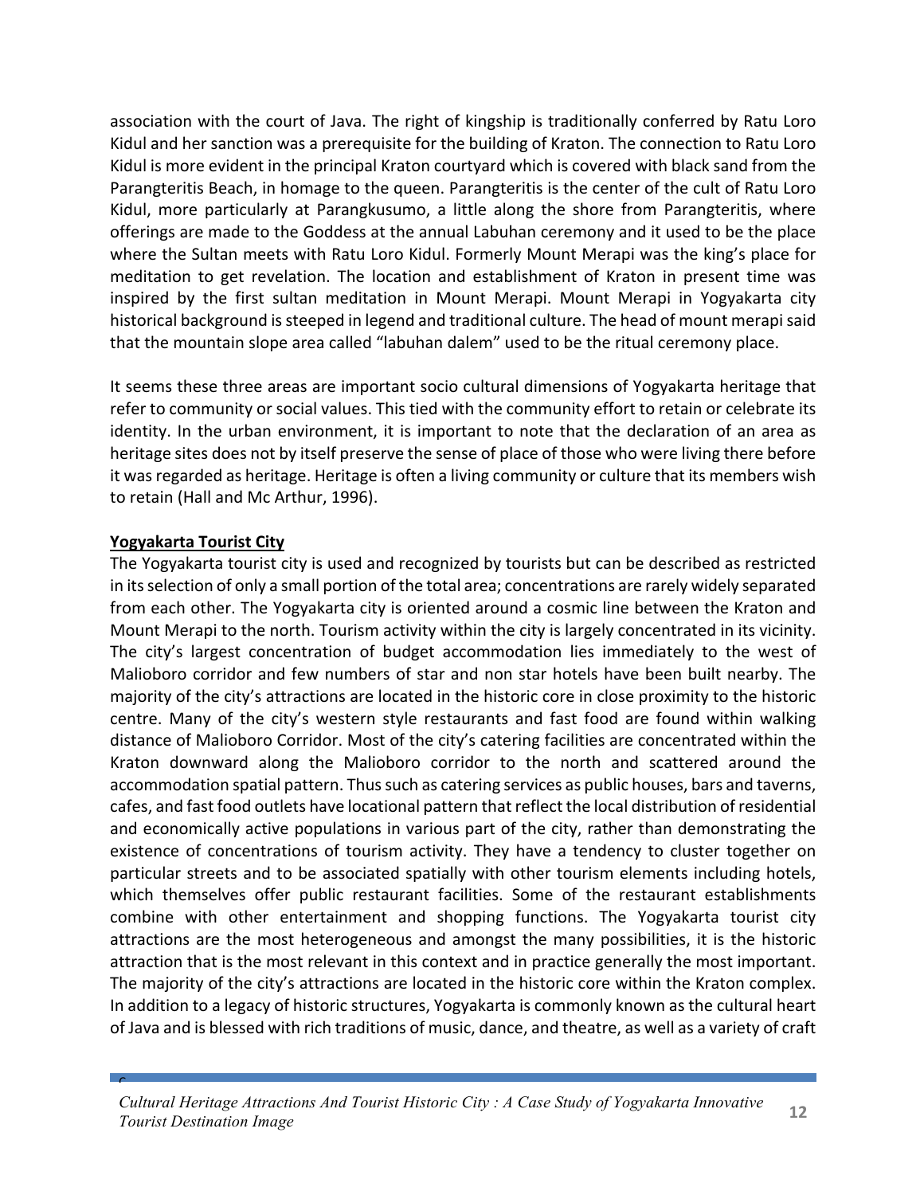association with the court of Java. The right of kingship is traditionally conferred by Ratu Loro Kidul and her sanction was a prerequisite for the building of Kraton. The connection to Ratu Loro Kidul is more evident in the principal Kraton courtyard which is covered with black sand from the Parangteritis Beach, in homage to the queen. Parangteritis is the center of the cult of Ratu Loro Kidul, more particularly at Parangkusumo, a little along the shore from Parangteritis, where offerings are made to the Goddess at the annual Labuhan ceremony and it used to be the place where the Sultan meets with Ratu Loro Kidul. Formerly Mount Merapi was the king's place for meditation to get revelation. The location and establishment of Kraton in present time was inspired by the first sultan meditation in Mount Merapi. Mount Merapi in Yogyakarta city historical background is steeped in legend and traditional culture. The head of mount merapi said that the mountain slope area called "labuhan dalem" used to be the ritual ceremony place.

It seems these three areas are important socio cultural dimensions of Yogyakarta heritage that refer to community or social values. This tied with the community effort to retain or celebrate its identity. In the urban environment, it is important to note that the declaration of an area as heritage sites does not by itself preserve the sense of place of those who were living there before it was regarded as heritage. Heritage is often a living community or culture that its members wish to retain (Hall and Mc Arthur, 1996).

**Yogyakarta Tourist City**

The Yogyakarta tourist city is used and recognized by tourists but can be described as restricted in its selection of only a small portion of the total area; concentrations are rarely widely separated from each other. The Yogyakarta city is oriented around a cosmic line between the Kraton and Mount Merapi to the north. Tourism activity within the city is largely concentrated in its vicinity. The city's largest concentration of budget accommodation lies immediately to the west of Malioboro corridor and few numbers of star and non star hotels have been built nearby. The majority of the city's attractions are located in the historic core in close proximity to the historic centre. Many of the city's western style restaurants and fast food are found within walking distance of Malioboro Corridor. Most of the city's catering facilities are concentrated within the Kraton downward along the Malioboro corridor to the north and scattered around the accommodation spatial pattern. Thus such as catering services as public houses, bars and taverns, cafes, and fast food outlets have locational pattern that reflect the local distribution of residential and economically active populations in various part of the city, rather than demonstrating the existence of concentrations of tourism activity. They have a tendency to cluster together on particular streets and to be associated spatially with other tourism elements including hotels, which themselves offer public restaurant facilities. Some of the restaurant establishments combine with other entertainment and shopping functions. The Yogyakarta tourist city attractions are the most heterogeneous and amongst the many possibilities, it is the historic attraction that is the most relevant in this context and in practice generally the most important. The majority of the city's attractions are located in the historic core within the Kraton complex. In addition to a legacy of historic structures, Yogyakarta is commonly known as the cultural heart of Java and is blessed with rich traditions of music, dance, and theatre, as well as a variety of craft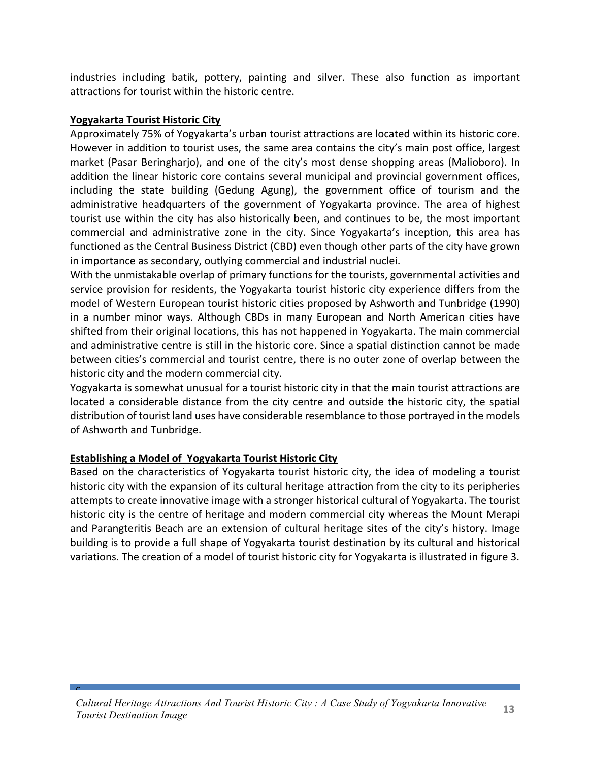industries including batik, pottery, painting and silver. These also function as important attractions for tourist within the historic centre.

**Yogyakarta Tourist Historic City**

Approximately 75% of Yogyakarta's urban tourist attractions are located within its historic core. However in addition to tourist uses, the same area contains the city's main post office, largest market (Pasar Beringharjo), and one of the city's most dense shopping areas (Malioboro). In addition the linear historic core contains several municipal and provincial government offices, including the state building (Gedung Agung), the government office of tourism and the administrative headquarters of the government of Yogyakarta province. The area of highest tourist use within the city has also historically been, and continues to be, the most important commercial and administrative zone in the city. Since Yogyakarta's inception, this area has functioned as the Central Business District (CBD) even though other parts of the city have grown in importance as secondary, outlying commercial and industrial nuclei.

With the unmistakable overlap of primary functions for the tourists, governmental activities and service provision for residents, the Yogyakarta tourist historic city experience differs from the model of Western European tourist historic cities proposed by Ashworth and Tunbridge (1990) in a number minor ways. Although CBDs in many European and North American cities have shifted from their original locations, this has not happened in Yogyakarta. The main commercial and administrative centre is still in the historic core. Since a spatial distinction cannot be made between cities's commercial and tourist centre, there is no outer zone of overlap between the historic city and the modern commercial city.

Yogyakarta is somewhat unusual for a tourist historic city in that the main tourist attractions are located a considerable distance from the city centre and outside the historic city, the spatial distribution of tourist land uses have considerable resemblance to those portrayed in the models of Ashworth and Tunbridge.

**Establishing a Model of Yogyakarta Tourist Historic City**

Based on the characteristics of Yogyakarta tourist historic city, the idea of modeling a tourist historic city with the expansion of its cultural heritage attraction from the city to its peripheries attempts to create innovative image with a stronger historical cultural of Yogyakarta. The tourist historic city is the centre of heritage and modern commercial city whereas the Mount Merapi and Parangteritis Beach are an extension of cultural heritage sites of the city's history. Image building is to provide a full shape of Yogyakarta tourist destination by its cultural and historical variations. The creation of a model of tourist historic city for Yogyakarta is illustrated in figure 3.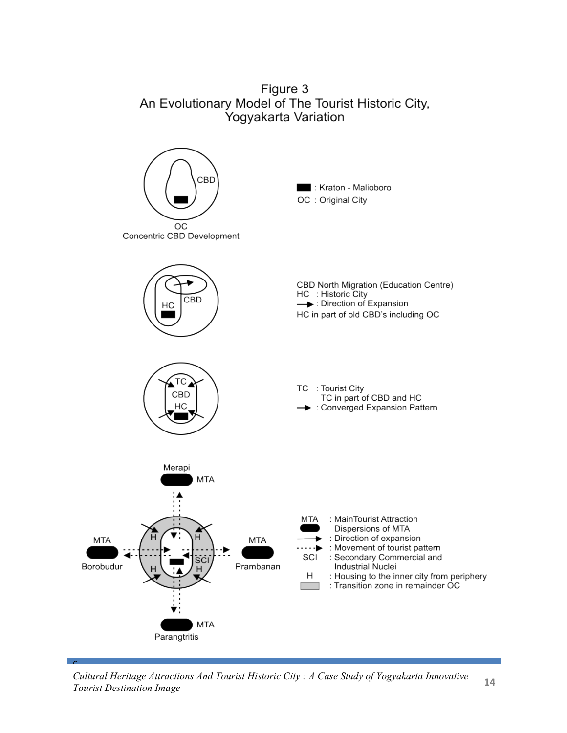Figure 3
An Evolutionary Model of The Tourist Historic City, Yogyakarta Variation

CBD

OC
Concentric CBD Development

■ : Kraton - Malioboro
OC : Original City

HC CBD

CBD North Migration (Education Centre)
HC : Historic City
→ : Direction of Expansion
HC in part of old CBD's including OC

TC
CBD
HC

TC : Tourist City
TC in part of CBD and HC
→ : Converged Expansion Pattern

Merapi MTA
MTA Borobudur
MTA Prambanan
MTA Parangtritis
H H SCI H H

MTA : MainTourist Attraction
Dispersions of MTA
→ : Direction of expansion
- - - → : Movement of tourist pattern
SCI : Secondary Commercial and Industrial Nuclei
H : Housing to the inner city from periphery
▭ : Transition zone in remainder OC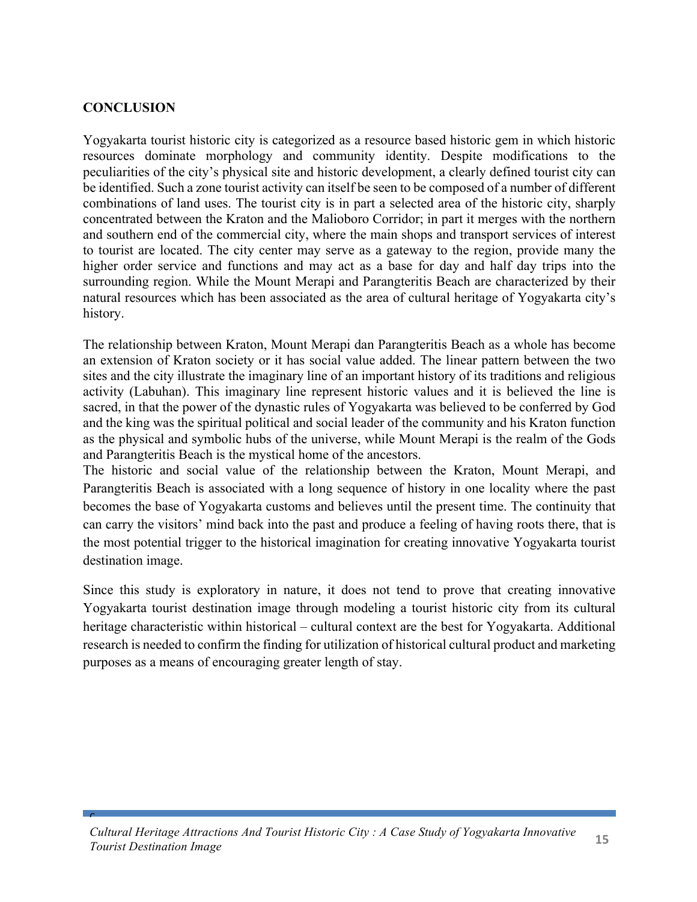## CONCLUSION

Yogyakarta tourist historic city is categorized as a resource based historic gem in which historic resources dominate morphology and community identity. Despite modifications to the peculiarities of the city's physical site and historic development, a clearly defined tourist city can be identified. Such a zone tourist activity can itself be seen to be composed of a number of different combinations of land uses. The tourist city is in part a selected area of the historic city, sharply concentrated between the Kraton and the Malioboro Corridor; in part it merges with the northern and southern end of the commercial city, where the main shops and transport services of interest to tourist are located. The city center may serve as a gateway to the region, provide many the higher order service and functions and may act as a base for day and half day trips into the surrounding region. While the Mount Merapi and Parangteritis Beach are characterized by their natural resources which has been associated as the area of cultural heritage of Yogyakarta city's history.

The relationship between Kraton, Mount Merapi dan Parangteritis Beach as a whole has become an extension of Kraton society or it has social value added. The linear pattern between the two sites and the city illustrate the imaginary line of an important history of its traditions and religious activity (Labuhan). This imaginary line represent historic values and it is believed the line is sacred, in that the power of the dynastic rules of Yogyakarta was believed to be conferred by God and the king was the spiritual political and social leader of the community and his Kraton function as the physical and symbolic hubs of the universe, while Mount Merapi is the realm of the Gods and Parangteritis Beach is the mystical home of the ancestors.

The historic and social value of the relationship between the Kraton, Mount Merapi, and Parangteritis Beach is associated with a long sequence of history in one locality where the past becomes the base of Yogyakarta customs and believes until the present time. The continuity that can carry the visitors' mind back into the past and produce a feeling of having roots there, that is the most potential trigger to the historical imagination for creating innovative Yogyakarta tourist destination image.

Since this study is exploratory in nature, it does not tend to prove that creating innovative Yogyakarta tourist destination image through modeling a tourist historic city from its cultural heritage characteristic within historical – cultural context are the best for Yogyakarta. Additional research is needed to confirm the finding for utilization of historical cultural product and marketing purposes as a means of encouraging greater length of stay.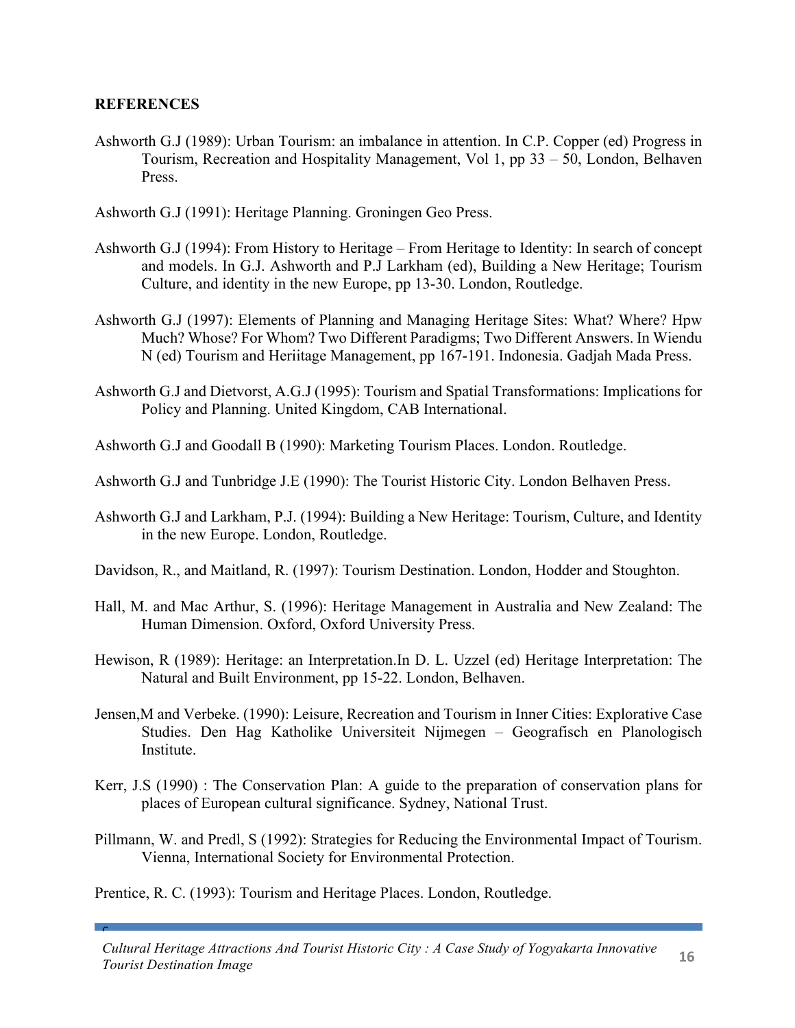**REFERENCES**

Ashworth G.J (1989): Urban Tourism: an imbalance in attention. In C.P. Copper (ed) Progress in Tourism, Recreation and Hospitality Management, Vol 1, pp 33 – 50, London, Belhaven Press.

Ashworth G.J (1991): Heritage Planning. Groningen Geo Press.

Ashworth G.J (1994): From History to Heritage – From Heritage to Identity: In search of concept and models. In G.J. Ashworth and P.J Larkham (ed), Building a New Heritage; Tourism Culture, and identity in the new Europe, pp 13-30. London, Routledge.

Ashworth G.J (1997): Elements of Planning and Managing Heritage Sites: What? Where? Hpw Much? Whose? For Whom? Two Different Paradigms; Two Different Answers. In Wiendu N (ed) Tourism and Heriitage Management, pp 167-191. Indonesia. Gadjah Mada Press.

Ashworth G.J and Dietvorst, A.G.J (1995): Tourism and Spatial Transformations: Implications for Policy and Planning. United Kingdom, CAB International.

Ashworth G.J and Goodall B (1990): Marketing Tourism Places. London. Routledge.

Ashworth G.J and Tunbridge J.E (1990): The Tourist Historic City. London Belhaven Press.

Ashworth G.J and Larkham, P.J. (1994): Building a New Heritage: Tourism, Culture, and Identity in the new Europe. London, Routledge.

Davidson, R., and Maitland, R. (1997): Tourism Destination. London, Hodder and Stoughton.

Hall, M. and Mac Arthur, S. (1996): Heritage Management in Australia and New Zealand: The Human Dimension. Oxford, Oxford University Press.

Hewison, R (1989): Heritage: an Interpretation.In D. L. Uzzel (ed) Heritage Interpretation: The Natural and Built Environment, pp 15-22. London, Belhaven.

Jensen,M and Verbeke. (1990): Leisure, Recreation and Tourism in Inner Cities: Explorative Case Studies. Den Hag Katholike Universiteit Nijmegen – Geografisch en Planologisch Institute.

Kerr, J.S (1990) : The Conservation Plan: A guide to the preparation of conservation plans for places of European cultural significance. Sydney, National Trust.

Pillmann, W. and Predl, S (1992): Strategies for Reducing the Environmental Impact of Tourism. Vienna, International Society for Environmental Protection.

Prentice, R. C. (1993): Tourism and Heritage Places. London, Routledge.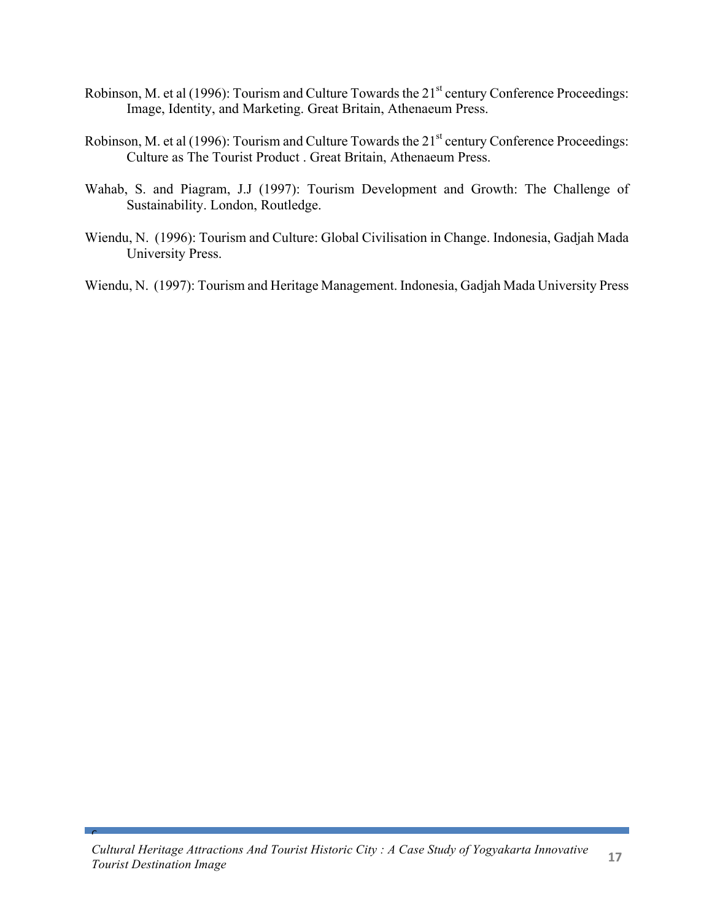Robinson, M. et al (1996): Tourism and Culture Towards the 21st century Conference Proceedings: Image, Identity, and Marketing. Great Britain, Athenaeum Press.

Robinson, M. et al (1996): Tourism and Culture Towards the 21st century Conference Proceedings: Culture as The Tourist Product . Great Britain, Athenaeum Press.

Wahab, S. and Piagram, J.J (1997): Tourism Development and Growth: The Challenge of Sustainability. London, Routledge.

Wiendu, N. (1996): Tourism and Culture: Global Civilisation in Change. Indonesia, Gadjah Mada University Press.

Wiendu, N. (1997): Tourism and Heritage Management. Indonesia, Gadjah Mada University Press